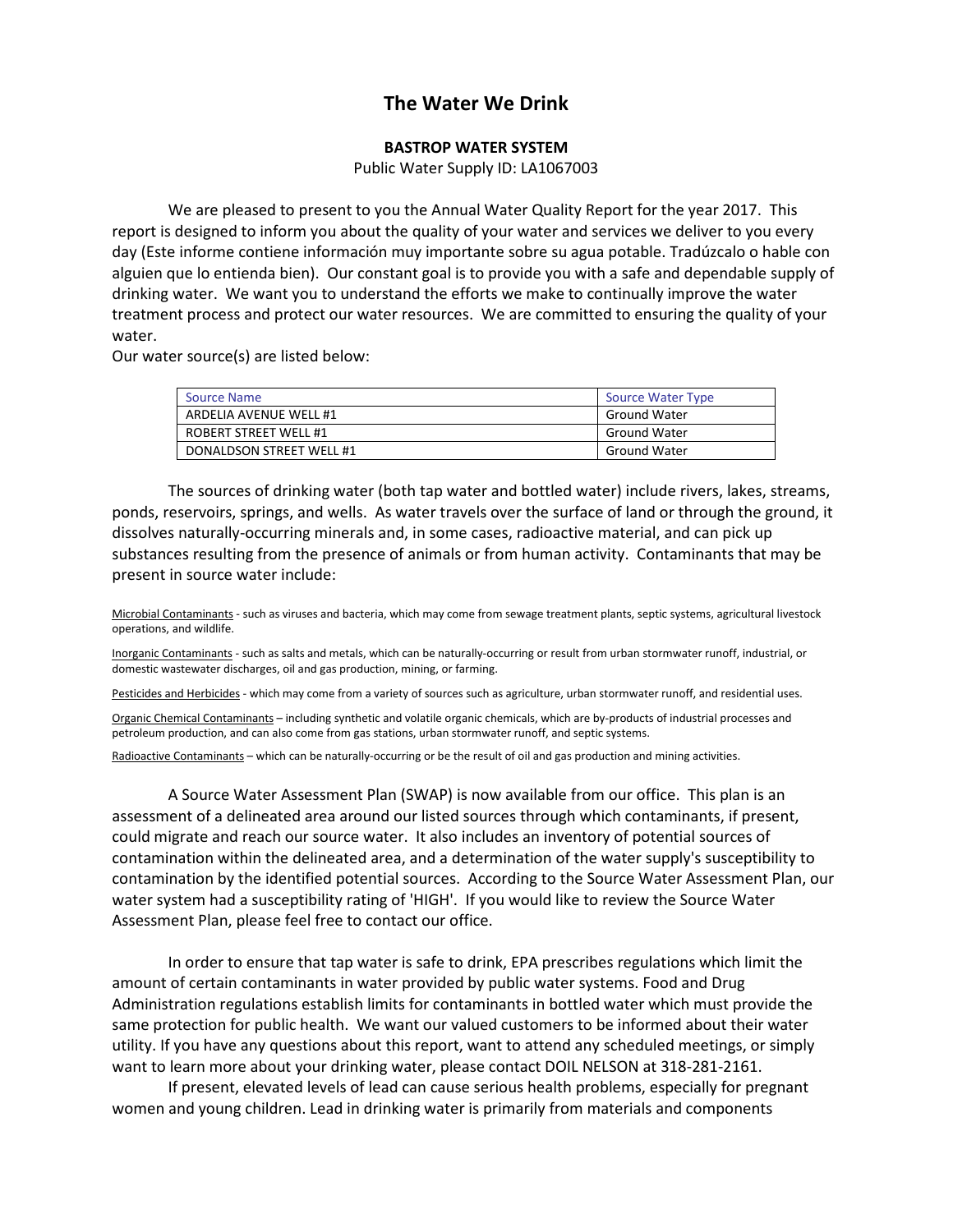# The Water We Drink

**BASTROP WATER SYSTEM**

Public Water Supply ID: LA1067003

We are pleased to present to you the Annual Water Quality Report for the year 2017. This report is designed to inform you about the quality of your water and services we deliver to you every day (Este informe contiene información muy importante sobre su agua potable. Tradúzcalo o hable con alguien que lo entienda bien). Our constant goal is to provide you with a safe and dependable supply of drinking water. We want you to understand the efforts we make to continually improve the water treatment process and protect our water resources. We are committed to ensuring the quality of your water.

Our water source(s) are listed below:

| Source Name | Source Water Type |
|---|---|
| ARDELIA AVENUE WELL #1 | Ground Water |
| ROBERT STREET WELL #1 | Ground Water |
| DONALDSON STREET WELL #1 | Ground Water |

The sources of drinking water (both tap water and bottled water) include rivers, lakes, streams, ponds, reservoirs, springs, and wells. As water travels over the surface of land or through the ground, it dissolves naturally-occurring minerals and, in some cases, radioactive material, and can pick up substances resulting from the presence of animals or from human activity. Contaminants that may be present in source water include:

Microbial Contaminants - such as viruses and bacteria, which may come from sewage treatment plants, septic systems, agricultural livestock operations, and wildlife.

Inorganic Contaminants - such as salts and metals, which can be naturally-occurring or result from urban stormwater runoff, industrial, or domestic wastewater discharges, oil and gas production, mining, or farming.

Pesticides and Herbicides - which may come from a variety of sources such as agriculture, urban stormwater runoff, and residential uses.

Organic Chemical Contaminants – including synthetic and volatile organic chemicals, which are by-products of industrial processes and petroleum production, and can also come from gas stations, urban stormwater runoff, and septic systems.

Radioactive Contaminants – which can be naturally-occurring or be the result of oil and gas production and mining activities.

A Source Water Assessment Plan (SWAP) is now available from our office. This plan is an assessment of a delineated area around our listed sources through which contaminants, if present, could migrate and reach our source water. It also includes an inventory of potential sources of contamination within the delineated area, and a determination of the water supply's susceptibility to contamination by the identified potential sources. According to the Source Water Assessment Plan, our water system had a susceptibility rating of 'HIGH'. If you would like to review the Source Water Assessment Plan, please feel free to contact our office.

In order to ensure that tap water is safe to drink, EPA prescribes regulations which limit the amount of certain contaminants in water provided by public water systems. Food and Drug Administration regulations establish limits for contaminants in bottled water which must provide the same protection for public health. We want our valued customers to be informed about their water utility. If you have any questions about this report, want to attend any scheduled meetings, or simply want to learn more about your drinking water, please contact DOIL NELSON at 318-281-2161.

If present, elevated levels of lead can cause serious health problems, especially for pregnant women and young children. Lead in drinking water is primarily from materials and components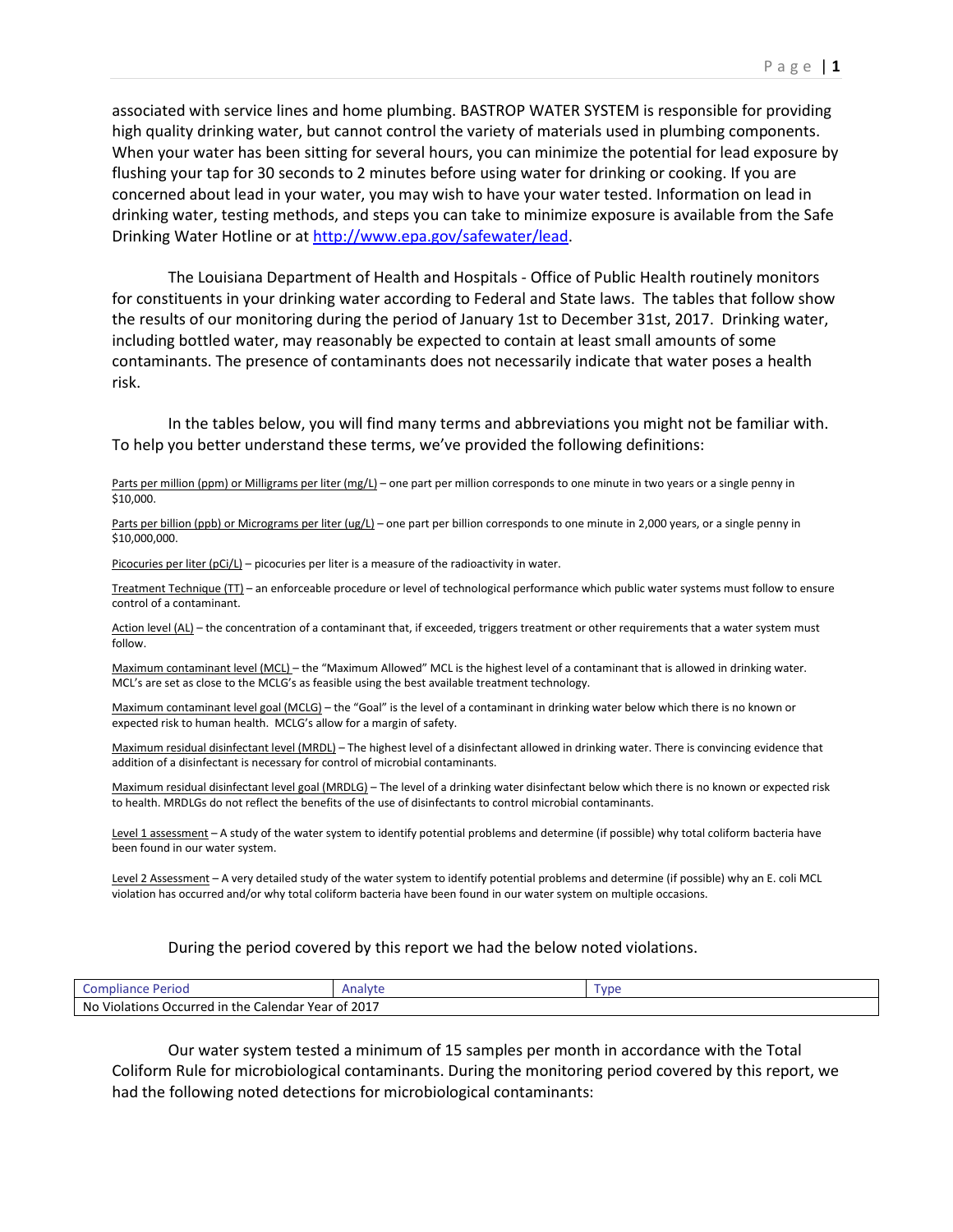associated with service lines and home plumbing. BASTROP WATER SYSTEM is responsible for providing high quality drinking water, but cannot control the variety of materials used in plumbing components. When your water has been sitting for several hours, you can minimize the potential for lead exposure by flushing your tap for 30 seconds to 2 minutes before using water for drinking or cooking. If you are concerned about lead in your water, you may wish to have your water tested. Information on lead in drinking water, testing methods, and steps you can take to minimize exposure is available from the Safe Drinking Water Hotline or at http://www.epa.gov/safewater/lead.

The Louisiana Department of Health and Hospitals - Office of Public Health routinely monitors for constituents in your drinking water according to Federal and State laws. The tables that follow show the results of our monitoring during the period of January 1st to December 31st, 2017. Drinking water, including bottled water, may reasonably be expected to contain at least small amounts of some contaminants. The presence of contaminants does not necessarily indicate that water poses a health risk.

In the tables below, you will find many terms and abbreviations you might not be familiar with. To help you better understand these terms, we've provided the following definitions:

Parts per million (ppm) or Milligrams per liter (mg/L) – one part per million corresponds to one minute in two years or a single penny in $10,000.

Parts per billion (ppb) or Micrograms per liter (ug/L) – one part per billion corresponds to one minute in 2,000 years, or a single penny in $10,000,000.

Picocuries per liter (pCi/L) – picocuries per liter is a measure of the radioactivity in water.

Treatment Technique (TT) – an enforceable procedure or level of technological performance which public water systems must follow to ensure control of a contaminant.

Action level (AL) – the concentration of a contaminant that, if exceeded, triggers treatment or other requirements that a water system must follow.

Maximum contaminant level (MCL) – the "Maximum Allowed" MCL is the highest level of a contaminant that is allowed in drinking water. MCL's are set as close to the MCLG's as feasible using the best available treatment technology.

Maximum contaminant level goal (MCLG) – the "Goal" is the level of a contaminant in drinking water below which there is no known or expected risk to human health. MCLG's allow for a margin of safety.

Maximum residual disinfectant level (MRDL) – The highest level of a disinfectant allowed in drinking water. There is convincing evidence that addition of a disinfectant is necessary for control of microbial contaminants.

Maximum residual disinfectant level goal (MRDLG) – The level of a drinking water disinfectant below which there is no known or expected risk to health. MRDLGs do not reflect the benefits of the use of disinfectants to control microbial contaminants.

Level 1 assessment – A study of the water system to identify potential problems and determine (if possible) why total coliform bacteria have been found in our water system.

Level 2 Assessment – A very detailed study of the water system to identify potential problems and determine (if possible) why an E. coli MCL violation has occurred and/or why total coliform bacteria have been found in our water system on multiple occasions.

During the period covered by this report we had the below noted violations.

| Compliance Period | Analyte | Type |
|---|---|---|
| No Violations Occurred in the Calendar Year of 2017 | | |

Our water system tested a minimum of 15 samples per month in accordance with the Total Coliform Rule for microbiological contaminants. During the monitoring period covered by this report, we had the following noted detections for microbiological contaminants: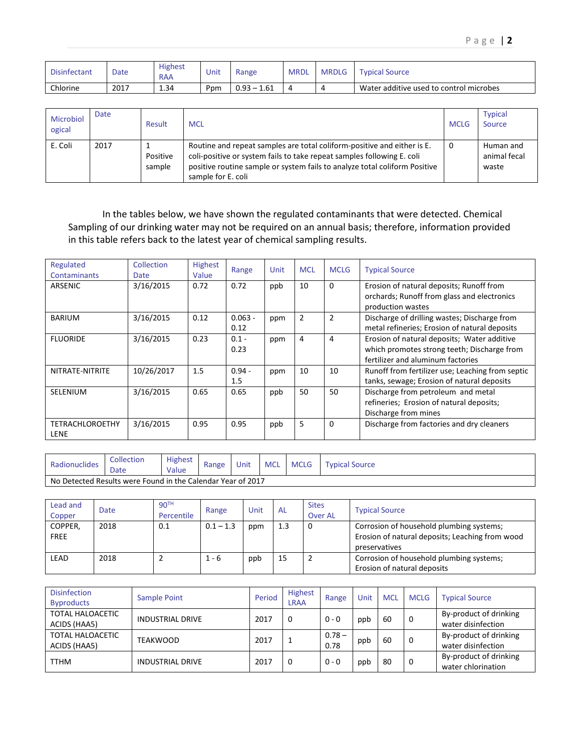| Disinfectant | Date | Highest RAA | Unit | Range | MRDL | MRDLG | Typical Source |
|---|---|---|---|---|---|---|---|
| Chlorine | 2017 | 1.34 | Ppm | 0.93 – 1.61 | 4 | 4 | Water additive used to control microbes |

| Microbiological | Date | Result | MCL | MCLG | Typical Source |
|---|---|---|---|---|---|
| E. Coli | 2017 | 1 Positive sample | Routine and repeat samples are total coliform-positive and either is E. coli-positive or system fails to take repeat samples following E. coli positive routine sample or system fails to analyze total coliform Positive sample for E. coli | 0 | Human and animal fecal waste |

In the tables below, we have shown the regulated contaminants that were detected. Chemical Sampling of our drinking water may not be required on an annual basis; therefore, information provided in this table refers back to the latest year of chemical sampling results.

| Regulated Contaminants | Collection Date | Highest Value | Range | Unit | MCL | MCLG | Typical Source |
|---|---|---|---|---|---|---|---|
| ARSENIC | 3/16/2015 | 0.72 | 0.72 | ppb | 10 | 0 | Erosion of natural deposits; Runoff from orchards; Runoff from glass and electronics production wastes |
| BARIUM | 3/16/2015 | 0.12 | 0.063 - 0.12 | ppm | 2 | 2 | Discharge of drilling wastes; Discharge from metal refineries; Erosion of natural deposits |
| FLUORIDE | 3/16/2015 | 0.23 | 0.1 - 0.23 | ppm | 4 | 4 | Erosion of natural deposits; Water additive which promotes strong teeth; Discharge from fertilizer and aluminum factories |
| NITRATE-NITRITE | 10/26/2017 | 1.5 | 0.94 - 1.5 | ppm | 10 | 10 | Runoff from fertilizer use; Leaching from septic tanks, sewage; Erosion of natural deposits |
| SELENIUM | 3/16/2015 | 0.65 | 0.65 | ppb | 50 | 50 | Discharge from petroleum and metal refineries; Erosion of natural deposits; Discharge from mines |
| TETRACHLOROETHYLENE | 3/16/2015 | 0.95 | 0.95 | ppb | 5 | 0 | Discharge from factories and dry cleaners |

| Radionuclides | Collection Date | Highest Value | Range | Unit | MCL | MCLG | Typical Source |
|---|---|---|---|---|---|---|---|
| No Detected Results were Found in the Calendar Year of 2017 | | | | | | | |

| Lead and Copper | Date | 90TH Percentile | Range | Unit | AL | Sites Over AL | Typical Source |
|---|---|---|---|---|---|---|---|
| COPPER, FREE | 2018 | 0.1 | 0.1 – 1.3 | ppm | 1.3 | 0 | Corrosion of household plumbing systems; Erosion of natural deposits; Leaching from wood preservatives |
| LEAD | 2018 | 2 | 1 - 6 | ppb | 15 | 2 | Corrosion of household plumbing systems; Erosion of natural deposits |

| Disinfection Byproducts | Sample Point | Period | Highest LRAA | Range | Unit | MCL | MCLG | Typical Source |
|---|---|---|---|---|---|---|---|---|
| TOTAL HALOACETIC ACIDS (HAA5) | INDUSTRIAL DRIVE | 2017 | 0 | 0 - 0 | ppb | 60 | 0 | By-product of drinking water disinfection |
| TOTAL HALOACETIC ACIDS (HAA5) | TEAKWOOD | 2017 | 1 | 0.78 – 0.78 | ppb | 60 | 0 | By-product of drinking water disinfection |
| TTHM | INDUSTRIAL DRIVE | 2017 | 0 | 0 - 0 | ppb | 80 | 0 | By-product of drinking water chlorination |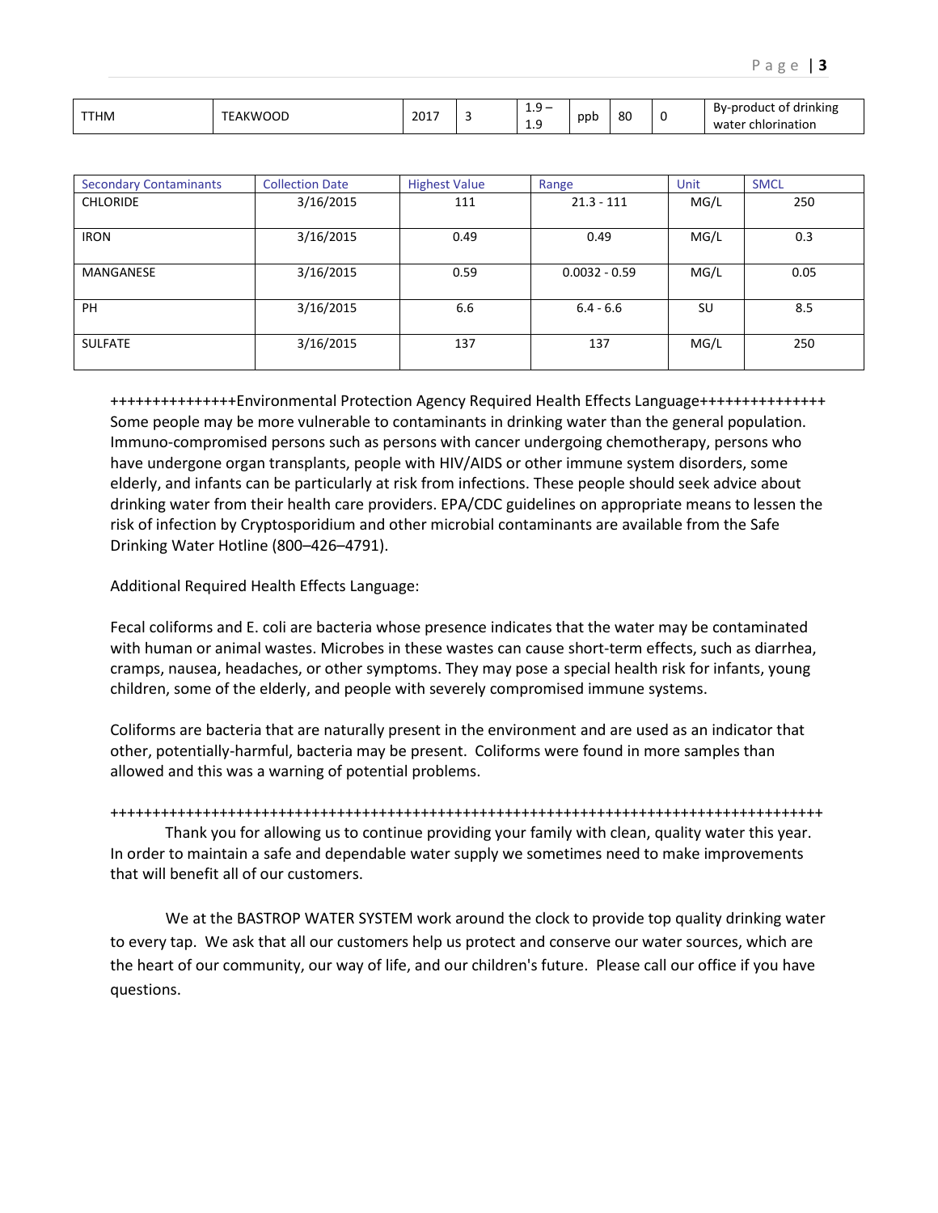| | | | | | | | | |
|---|---|---|---|---|---|---|---|---|
| TTHM | TEAKWOOD | 2017 | 3 | 1.9 – 1.9 | ppb | 80 | 0 | By-product of drinking water chlorination |

| Secondary Contaminants | Collection Date | Highest Value | Range | Unit | SMCL |
|---|---|---|---|---|---|
| CHLORIDE | 3/16/2015 | 111 | 21.3 - 111 | MG/L | 250 |
| IRON | 3/16/2015 | 0.49 | 0.49 | MG/L | 0.3 |
| MANGANESE | 3/16/2015 | 0.59 | 0.0032 - 0.59 | MG/L | 0.05 |
| PH | 3/16/2015 | 6.6 | 6.4 - 6.6 | SU | 8.5 |
| SULFATE | 3/16/2015 | 137 | 137 | MG/L | 250 |

+++++++++++++++Environmental Protection Agency Required Health Effects Language+++++++++++++++
Some people may be more vulnerable to contaminants in drinking water than the general population. Immuno-compromised persons such as persons with cancer undergoing chemotherapy, persons who have undergone organ transplants, people with HIV/AIDS or other immune system disorders, some elderly, and infants can be particularly at risk from infections. These people should seek advice about drinking water from their health care providers. EPA/CDC guidelines on appropriate means to lessen the risk of infection by Cryptosporidium and other microbial contaminants are available from the Safe Drinking Water Hotline (800–426–4791).

Additional Required Health Effects Language:

Fecal coliforms and E. coli are bacteria whose presence indicates that the water may be contaminated with human or animal wastes. Microbes in these wastes can cause short-term effects, such as diarrhea, cramps, nausea, headaches, or other symptoms. They may pose a special health risk for infants, young children, some of the elderly, and people with severely compromised immune systems.

Coliforms are bacteria that are naturally present in the environment and are used as an indicator that other, potentially-harmful, bacteria may be present. Coliforms were found in more samples than allowed and this was a warning of potential problems.

++++++++++++++++++++++++++++++++++++++++++++++++++++++++++++++++++++++++++++++++++++++++

Thank you for allowing us to continue providing your family with clean, quality water this year. In order to maintain a safe and dependable water supply we sometimes need to make improvements that will benefit all of our customers.

We at the BASTROP WATER SYSTEM work around the clock to provide top quality drinking water to every tap. We ask that all our customers help us protect and conserve our water sources, which are the heart of our community, our way of life, and our children's future. Please call our office if you have questions.